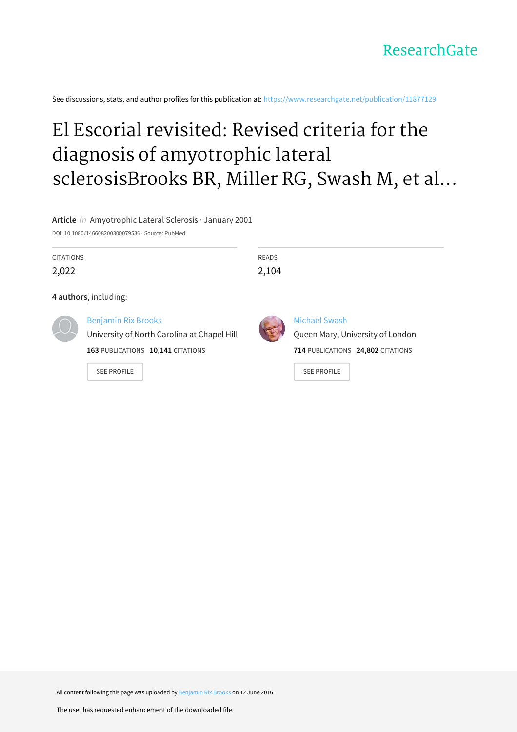ResearchGate

See discussions, stats, and author profiles for this publication at: https://www.researchgate.net/publication/11877129

# El Escorial revisited: Revised criteria for the diagnosis of amyotrophic lateral sclerosisBrooks BR, Miller RG, Swash M, et al...

**Article** *in* Amyotrophic Lateral Sclerosis · January 2001

DOI: 10.1080/146608200300079536 · Source: PubMed

| CITATIONS | READS |
| --- | --- |
| 2,022 | 2,104 |

**4 authors**, including:

**Benjamin Rix Brooks**
University of North Carolina at Chapel Hill
**163** PUBLICATIONS **10,141** CITATIONS
SEE PROFILE

**Michael Swash**
Queen Mary, University of London
**714** PUBLICATIONS **24,802** CITATIONS
SEE PROFILE

All content following this page was uploaded by Benjamin Rix Brooks on 12 June 2016.

The user has requested enhancement of the downloaded file.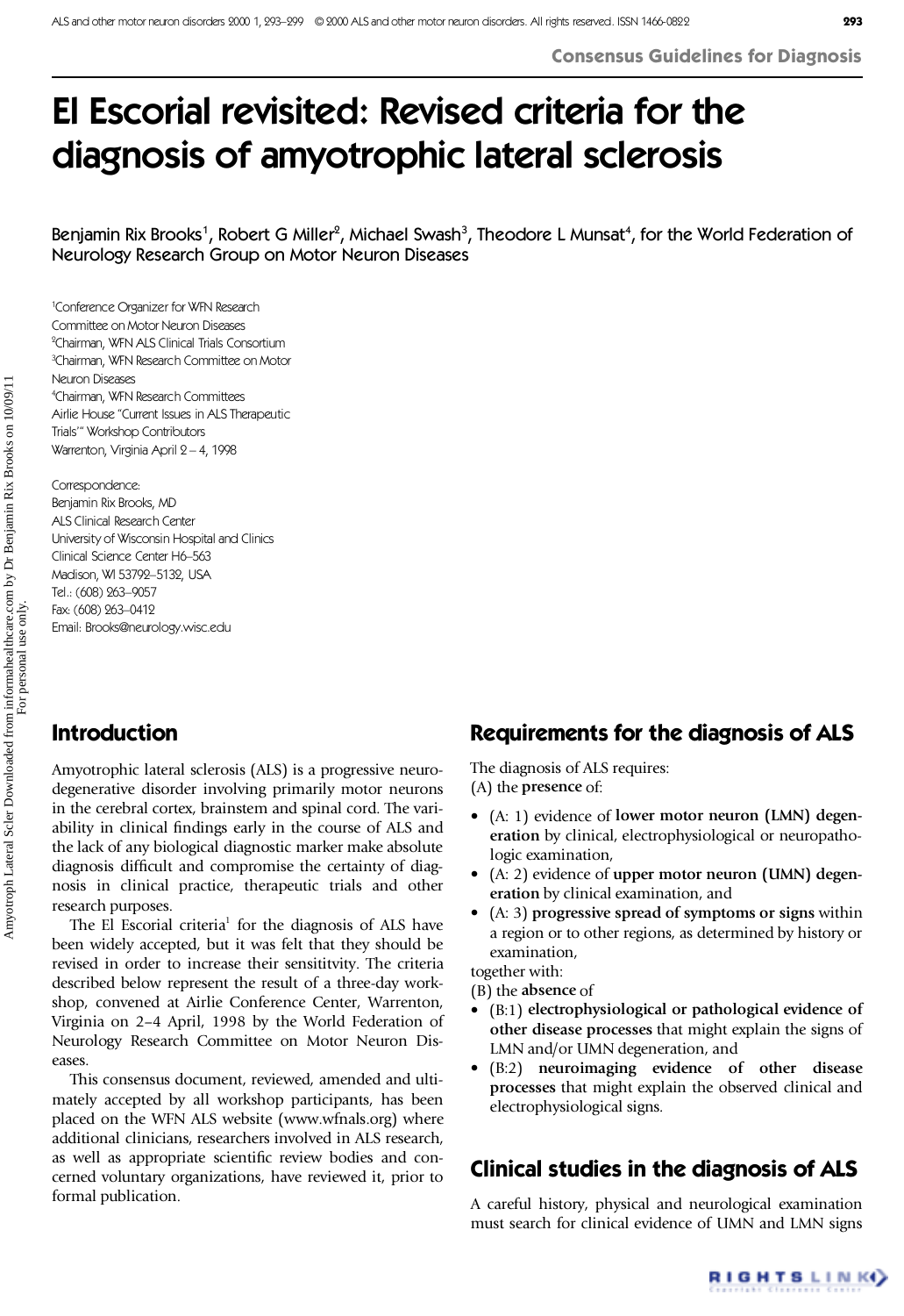# El Escorial revisited: Revised criteria for the diagnosis of amyotrophic lateral sclerosis

Benjamin Rix Brooks[1], Robert G Miller[2], Michael Swash[3], Theodore L Munsat[4], for the World Federation of Neurology Research Group on Motor Neuron Diseases

[1]Conference Organizer for WFN Research Committee on Motor Neuron Diseases
[2]Chairman, WFN ALS Clinical Trials Consortium
[3]Chairman, WFN Research Committee on Motor Neuron Diseases
[4]Chairman, WFN Research Committees
Airlie House "Current Issues in ALS Therapeutic Trials" Workshop Contributors
Warrenton, Virginia April 2 – 4, 1998

Correspondence:
Benjamin Rix Brooks, MD
ALS Clinical Research Center
University of Wisconsin Hospital and Clinics
Clinical Science Center H6–563
Madison, WI 53792–5132, USA
Tel.: (608) 263–9057
Fax: (608) 263–0412
Email: Brooks@neurology.wisc.edu

## Introduction

Amyotrophic lateral sclerosis (ALS) is a progressive neurodegenerative disorder involving primarily motor neurons in the cerebral cortex, brainstem and spinal cord. The variability in clinical findings early in the course of ALS and the lack of any biological diagnostic marker make absolute diagnosis difficult and compromise the certainty of diagnosis in clinical practice, therapeutic trials and other research purposes.

The El Escorial criteria[1] for the diagnosis of ALS have been widely accepted, but it was felt that they should be revised in order to increase their sensititvity. The criteria described below represent the result of a three-day workshop, convened at Airlie Conference Center, Warrenton, Virginia on 2–4 April, 1998 by the World Federation of Neurology Research Committee on Motor Neuron Diseases.

This consensus document, reviewed, amended and ultimately accepted by all workshop participants, has been placed on the WFN ALS website (www.wfnals.org) where additional clinicians, researchers involved in ALS research, as well as appropriate scientific review bodies and concerned voluntary organizations, have reviewed it, prior to formal publication.

## Requirements for the diagnosis of ALS

The diagnosis of ALS requires:
(A) the **presence** of:

- (A: 1) evidence of **lower motor neuron (LMN) degeneration** by clinical, electrophysiological or neuropathologic examination,
- (A: 2) evidence of **upper motor neuron (UMN) degeneration** by clinical examination, and
- (A: 3) **progressive spread of symptoms or signs** within a region or to other regions, as determined by history or examination,

together with:
(B) the **absence** of

- (B:1) **electrophysiological or pathological evidence of other disease processes** that might explain the signs of LMN and/or UMN degeneration, and
- (B:2) **neuroimaging evidence of other disease processes** that might explain the observed clinical and electrophysiological signs.

## Clinical studies in the diagnosis of ALS

A careful history, physical and neurological examination must search for clinical evidence of UMN and LMN signs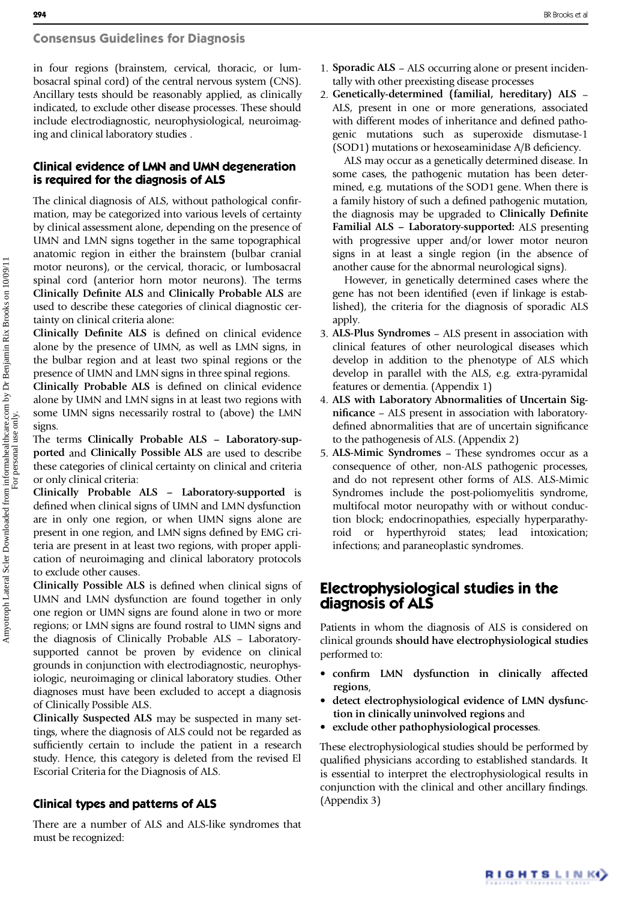## Consensus Guidelines for Diagnosis

in four regions (brainstem, cervical, thoracic, or lumbosacral spinal cord) of the central nervous system (CNS). Ancillary tests should be reasonably applied, as clinically indicated, to exclude other disease processes. These should include electrodiagnostic, neurophysiological, neuroimaging and clinical laboratory studies .

### Clinical evidence of LMN and UMN degeneration is required for the diagnosis of ALS

The clinical diagnosis of ALS, without pathological confirmation, may be categorized into various levels of certainty by clinical assessment alone, depending on the presence of UMN and LMN signs together in the same topographical anatomic region in either the brainstem (bulbar cranial motor neurons), or the cervical, thoracic, or lumbosacral spinal cord (anterior horn motor neurons). The terms **Clinically Definite ALS** and **Clinically Probable ALS** are used to describe these categories of clinical diagnostic certainty on clinical criteria alone:

**Clinically Definite ALS** is defined on clinical evidence alone by the presence of UMN, as well as LMN signs, in the bulbar region and at least two spinal regions or the presence of UMN and LMN signs in three spinal regions.

**Clinically Probable ALS** is defined on clinical evidence alone by UMN and LMN signs in at least two regions with some UMN signs necessarily rostral to (above) the LMN signs.

The terms **Clinically Probable ALS – Laboratory-supported** and **Clinically Possible ALS** are used to describe these categories of clinical certainty on clinical and criteria or only clinical criteria:

**Clinically Probable ALS – Laboratory-supported** is defined when clinical signs of UMN and LMN dysfunction are in only one region, or when UMN signs alone are present in one region, and LMN signs defined by EMG criteria are present in at least two regions, with proper application of neuroimaging and clinical laboratory protocols to exclude other causes.

**Clinically Possible ALS** is defined when clinical signs of UMN and LMN dysfunction are found together in only one region or UMN signs are found alone in two or more regions; or LMN signs are found rostral to UMN signs and the diagnosis of Clinically Probable ALS – Laboratory-supported cannot be proven by evidence on clinical grounds in conjunction with electrodiagnostic, neurophysiologic, neuroimaging or clinical laboratory studies. Other diagnoses must have been excluded to accept a diagnosis of Clinically Possible ALS.

**Clinically Suspected ALS** may be suspected in many settings, where the diagnosis of ALS could not be regarded as sufficiently certain to include the patient in a research study. Hence, this category is deleted from the revised El Escorial Criteria for the Diagnosis of ALS.

### Clinical types and patterns of ALS

There are a number of ALS and ALS-like syndromes that must be recognized:

1. **Sporadic ALS** – ALS occurring alone or present incidentally with other preexisting disease processes
2. **Genetically-determined (familial, hereditary) ALS** – ALS, present in one or more generations, associated with different modes of inheritance and defined pathogenic mutations such as superoxide dismutase-1 (SOD1) mutations or hexoseaminidase A/B deficiency.

   ALS may occur as a genetically determined disease. In some cases, the pathogenic mutation has been determined, e.g. mutations of the SOD1 gene. When there is a family history of such a defined pathogenic mutation, the diagnosis may be upgraded to **Clinically Definite Familial ALS – Laboratory-supported:** ALS presenting with progressive upper and/or lower motor neuron signs in at least a single region (in the absence of another cause for the abnormal neurological signs).

   However, in genetically determined cases where the gene has not been identified (even if linkage is established), the criteria for the diagnosis of sporadic ALS apply.
3. **ALS-Plus Syndromes** – ALS present in association with clinical features of other neurological diseases which develop in addition to the phenotype of ALS which develop in parallel with the ALS, e.g. extra-pyramidal features or dementia. (Appendix 1)
4. **ALS with Laboratory Abnormalities of Uncertain Significance** – ALS present in association with laboratory-defined abnormalities that are of uncertain significance to the pathogenesis of ALS. (Appendix 2)
5. **ALS-Mimic Syndromes** – These syndromes occur as a consequence of other, non-ALS pathogenic processes, and do not represent other forms of ALS. ALS-Mimic Syndromes include the post-poliomyelitis syndrome, multifocal motor neuropathy with or without conduction block; endocrinopathies, especially hyperparathyroid or hyperthyroid states; lead intoxication; infections; and paraneoplastic syndromes.

## Electrophysiological studies in the diagnosis of ALS

Patients in whom the diagnosis of ALS is considered on clinical grounds **should have electrophysiological studies** performed to:

- **confirm LMN dysfunction in clinically affected regions**,
- **detect electrophysiological evidence of LMN dysfunction in clinically uninvolved regions** and
- **exclude other pathophysiological processes**.

These electrophysiological studies should be performed by qualified physicians according to established standards. It is essential to interpret the electrophysiological results in conjunction with the clinical and other ancillary findings. (Appendix 3)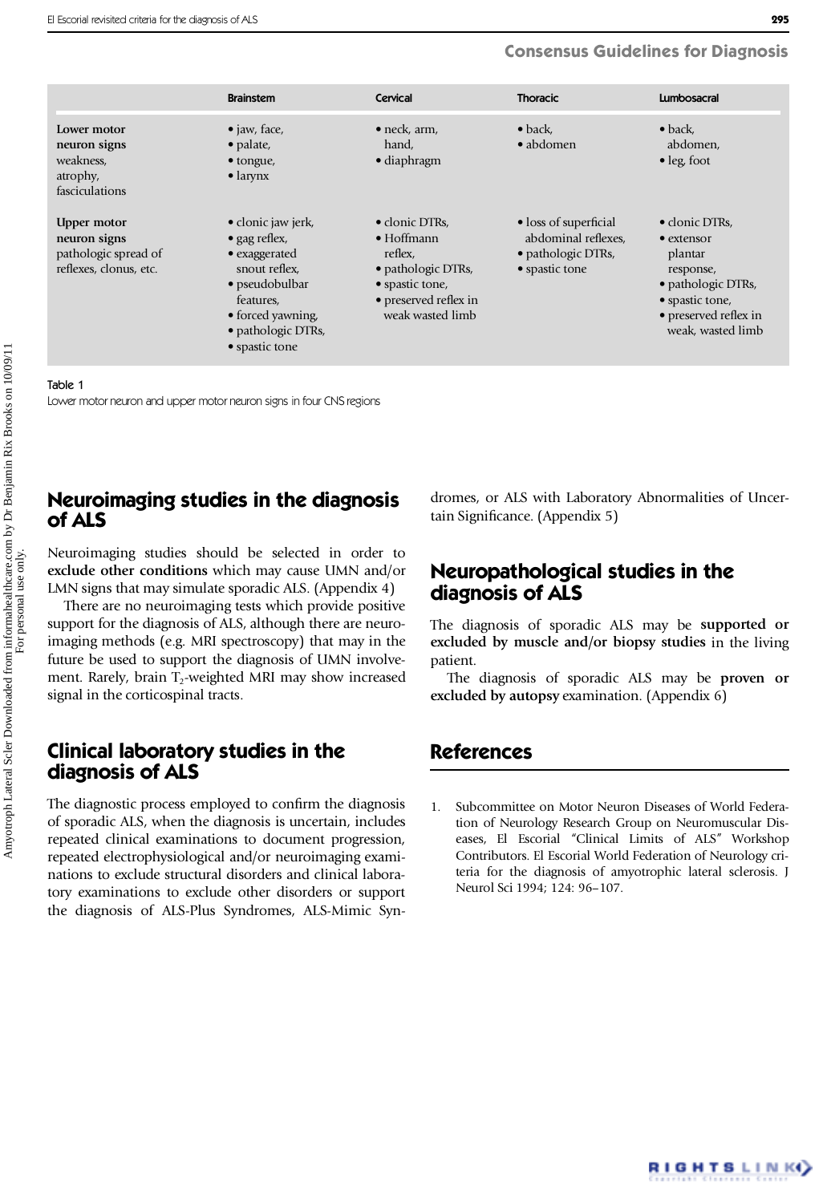## Consensus Guidelines for Diagnosis

| | Brainstem | Cervical | Thoracic | Lumbosacral |
|---|---|---|---|---|
| **Lower motor neuron signs** weakness, atrophy, fasciculations | • jaw, face, • palate, • tongue, • larynx | • neck, arm, hand, • diaphragm | • back, • abdomen | • back, abdomen, • leg, foot |
| **Upper motor neuron signs** pathologic spread of reflexes, clonus, etc. | • clonic jaw jerk, • gag reflex, • exaggerated snout reflex, • pseudobulbar features, • forced yawning, • pathologic DTRs, • spastic tone | • clonic DTRs, • Hoffmann reflex, • pathologic DTRs, • spastic tone, • preserved reflex in weak wasted limb | • loss of superficial abdominal reflexes, • pathologic DTRs, • spastic tone | • clonic DTRs, • extensor plantar response, • pathologic DTRs, • spastic tone, • preserved reflex in weak, wasted limb |

Table 1
Lower motor neuron and upper motor neuron signs in four CNS regions

## Neuroimaging studies in the diagnosis of ALS

Neuroimaging studies should be selected in order to **exclude other conditions** which may cause UMN and/or LMN signs that may simulate sporadic ALS. (Appendix 4)

There are no neuroimaging tests which provide positive support for the diagnosis of ALS, although there are neuroimaging methods (e.g. MRI spectroscopy) that may in the future be used to support the diagnosis of UMN involvement. Rarely, brain $T_2$-weighted MRI may show increased signal in the corticospinal tracts.

## Clinical laboratory studies in the diagnosis of ALS

The diagnostic process employed to confirm the diagnosis of sporadic ALS, when the diagnosis is uncertain, includes repeated clinical examinations to document progression, repeated electrophysiological and/or neuroimaging examinations to exclude structural disorders and clinical laboratory examinations to exclude other disorders or support the diagnosis of ALS-Plus Syndromes, ALS-Mimic Syndromes, or ALS with Laboratory Abnormalities of Uncertain Significance. (Appendix 5)

## Neuropathological studies in the diagnosis of ALS

The diagnosis of sporadic ALS may be **supported or excluded by muscle and/or biopsy studies** in the living patient.

The diagnosis of sporadic ALS may be **proven or excluded by autopsy** examination. (Appendix 6)

## References

1. Subcommittee on Motor Neuron Diseases of World Federation of Neurology Research Group on Neuromuscular Diseases, El Escorial "Clinical Limits of ALS" Workshop Contributors. El Escorial World Federation of Neurology criteria for the diagnosis of amyotrophic lateral sclerosis. J Neurol Sci 1994; 124: 96–107.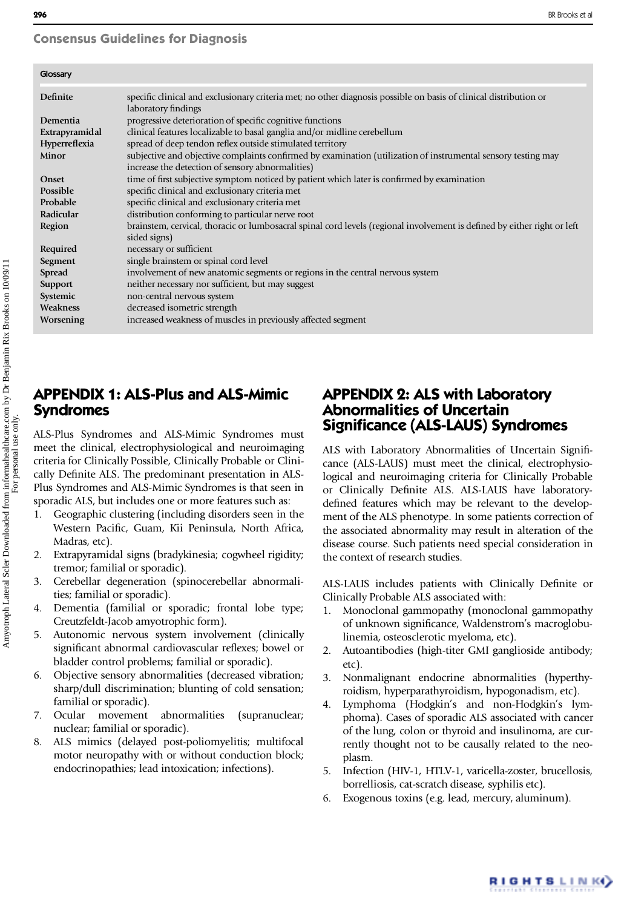## Consensus Guidelines for Diagnosis

| Glossary | |
|---|---|
| **Definite** | specific clinical and exclusionary criteria met; no other diagnosis possible on basis of clinical distribution or laboratory findings |
| **Dementia** | progressive deterioration of specific cognitive functions |
| **Extrapyramidal** | clinical features localizable to basal ganglia and/or midline cerebellum |
| **Hyperreflexia** | spread of deep tendon reflex outside stimulated territory |
| **Minor** | subjective and objective complaints confirmed by examination (utilization of instrumental sensory testing may increase the detection of sensory abnormalities) |
| **Onset** | time of first subjective symptom noticed by patient which later is confirmed by examination |
| **Possible** | specific clinical and exclusionary criteria met |
| **Probable** | specific clinical and exclusionary criteria met |
| **Radicular** | distribution conforming to particular nerve root |
| **Region** | brainstem, cervical, thoracic or lumbosacral spinal cord levels (regional involvement is defined by either right or left sided signs) |
| **Required** | necessary or sufficient |
| **Segment** | single brainstem or spinal cord level |
| **Spread** | involvement of new anatomic segments or regions in the central nervous system |
| **Support** | neither necessary nor sufficient, but may suggest |
| **Systemic** | non-central nervous system |
| **Weakness** | decreased isometric strength |
| **Worsening** | increased weakness of muscles in previously affected segment |

## APPENDIX 1: ALS-Plus and ALS-Mimic Syndromes

ALS-Plus Syndromes and ALS-Mimic Syndromes must meet the clinical, electrophysiological and neuroimaging criteria for Clinically Possible, Clinically Probable or Clinically Definite ALS. The predominant presentation in ALS-Plus Syndromes and ALS-Mimic Syndromes is that seen in sporadic ALS, but includes one or more features such as:

1. Geographic clustering (including disorders seen in the Western Pacific, Guam, Kii Peninsula, North Africa, Madras, etc).
2. Extrapyramidal signs (bradykinesia; cogwheel rigidity; tremor; familial or sporadic).
3. Cerebellar degeneration (spinocerebellar abnormalities; familial or sporadic).
4. Dementia (familial or sporadic; frontal lobe type; Creutzfeldt-Jacob amyotrophic form).
5. Autonomic nervous system involvement (clinically significant abnormal cardiovascular reflexes; bowel or bladder control problems; familial or sporadic).
6. Objective sensory abnormalities (decreased vibration; sharp/dull discrimination; blunting of cold sensation; familial or sporadic).
7. Ocular movement abnormalities (supranuclear; nuclear; familial or sporadic).
8. ALS mimics (delayed post-poliomyelitis; multifocal motor neuropathy with or without conduction block; endocrinopathies; lead intoxication; infections).

## APPENDIX 2: ALS with Laboratory Abnormalities of Uncertain Significance (ALS-LAUS) Syndromes

ALS with Laboratory Abnormalities of Uncertain Significance (ALS-LAUS) must meet the clinical, electrophysiological and neuroimaging criteria for Clinically Probable or Clinically Definite ALS. ALS-LAUS have laboratory-defined features which may be relevant to the development of the ALS phenotype. In some patients correction of the associated abnormality may result in alteration of the disease course. Such patients need special consideration in the context of research studies.

ALS-LAUS includes patients with Clinically Definite or Clinically Probable ALS associated with:

1. Monoclonal gammopathy (monoclonal gammopathy of unknown significance, Waldenstrom's macroglobulinemia, osteosclerotic myeloma, etc).
2. Autoantibodies (high-titer GMI ganglioside antibody; etc).
3. Nonmalignant endocrine abnormalities (hyperthyroidism, hyperparathyroidism, hypogonadism, etc).
4. Lymphoma (Hodgkin's and non-Hodgkin's lymphoma). Cases of sporadic ALS associated with cancer of the lung, colon or thyroid and insulinoma, are currently thought not to be causally related to the neoplasm.
5. Infection (HIV-1, HTLV-1, varicella-zoster, brucellosis, borrelliosis, cat-scratch disease, syphilis etc).
6. Exogenous toxins (e.g. lead, mercury, aluminum).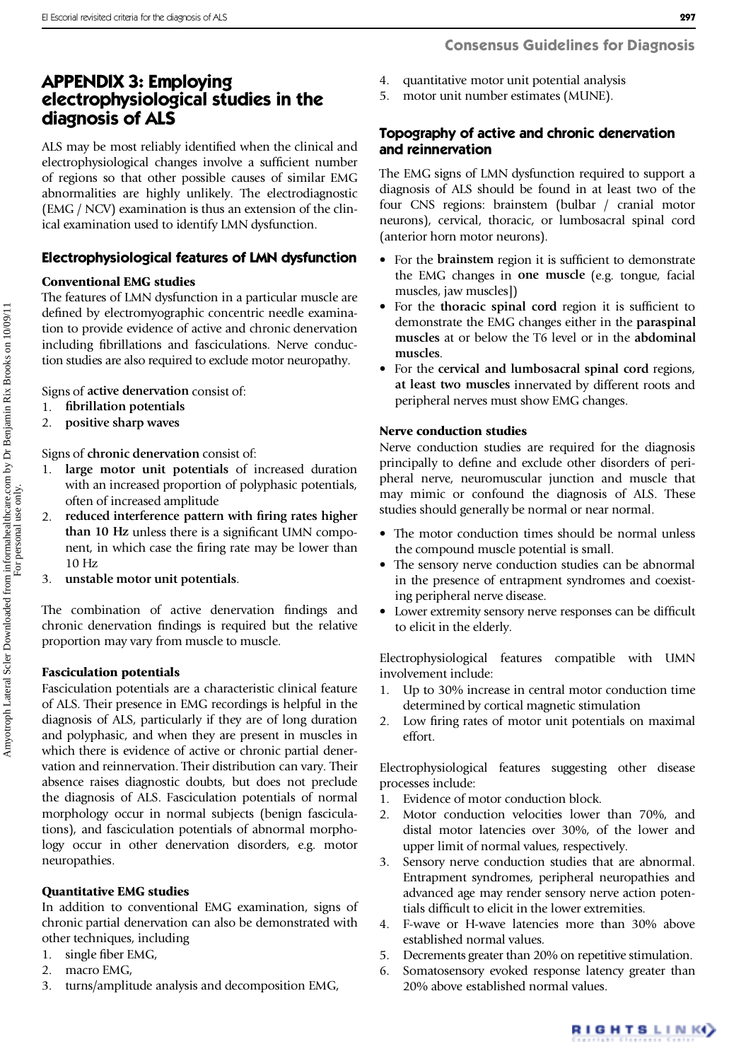## APPENDIX 3: Employing electrophysiological studies in the diagnosis of ALS

ALS may be most reliably identified when the clinical and electrophysiological changes involve a sufficient number of regions so that other possible causes of similar EMG abnormalities are highly unlikely. The electrodiagnostic (EMG / NCV) examination is thus an extension of the clinical examination used to identify LMN dysfunction.

### Electrophysiological features of LMN dysfunction

#### Conventional EMG studies

The features of LMN dysfunction in a particular muscle are defined by electromyographic concentric needle examination to provide evidence of active and chronic denervation including fibrillations and fasciculations. Nerve conduction studies are also required to exclude motor neuropathy.

Signs of **active denervation** consist of:

1. **fibrillation potentials**
2. **positive sharp waves**

Signs of **chronic denervation** consist of:

1. **large motor unit potentials** of increased duration with an increased proportion of polyphasic potentials, often of increased amplitude
2. **reduced interference pattern with firing rates higher than 10 Hz** unless there is a significant UMN component, in which case the firing rate may be lower than 10 Hz
3. **unstable motor unit potentials**.

The combination of active denervation findings and chronic denervation findings is required but the relative proportion may vary from muscle to muscle.

#### Fasciculation potentials

Fasciculation potentials are a characteristic clinical feature of ALS. Their presence in EMG recordings is helpful in the diagnosis of ALS, particularly if they are of long duration and polyphasic, and when they are present in muscles in which there is evidence of active or chronic partial denervation and reinnervation. Their distribution can vary. Their absence raises diagnostic doubts, but does not preclude the diagnosis of ALS. Fasciculation potentials of normal morphology occur in normal subjects (benign fasciculations), and fasciculation potentials of abnormal morphology occur in other denervation disorders, e.g. motor neuropathies.

#### Quantitative EMG studies

In addition to conventional EMG examination, signs of chronic partial denervation can also be demonstrated with other techniques, including

1. single fiber EMG,
2. macro EMG,
3. turns/amplitude analysis and decomposition EMG,
4. quantitative motor unit potential analysis
5. motor unit number estimates (MUNE).

### Topography of active and chronic denervation and reinnervation

The EMG signs of LMN dysfunction required to support a diagnosis of ALS should be found in at least two of the four CNS regions: brainstem (bulbar / cranial motor neurons), cervical, thoracic, or lumbosacral spinal cord (anterior horn motor neurons).

- For the **brainstem** region it is sufficient to demonstrate the EMG changes in **one muscle** (e.g. tongue, facial muscles, jaw muscles])
- For the **thoracic spinal cord** region it is sufficient to demonstrate the EMG changes either in the **paraspinal muscles** at or below the T6 level or in the **abdominal muscles**.
- For the **cervical and lumbosacral spinal cord** regions, **at least two muscles** innervated by different roots and peripheral nerves must show EMG changes.

#### Nerve conduction studies

Nerve conduction studies are required for the diagnosis principally to define and exclude other disorders of peripheral nerve, neuromuscular junction and muscle that may mimic or confound the diagnosis of ALS. These studies should generally be normal or near normal.

- The motor conduction times should be normal unless the compound muscle potential is small.
- The sensory nerve conduction studies can be abnormal in the presence of entrapment syndromes and coexisting peripheral nerve disease.
- Lower extremity sensory nerve responses can be difficult to elicit in the elderly.

Electrophysiological features compatible with UMN involvement include:

1. Up to 30% increase in central motor conduction time determined by cortical magnetic stimulation
2. Low firing rates of motor unit potentials on maximal effort.

Electrophysiological features suggesting other disease processes include:

1. Evidence of motor conduction block.
2. Motor conduction velocities lower than 70%, and distal motor latencies over 30%, of the lower and upper limit of normal values, respectively.
3. Sensory nerve conduction studies that are abnormal. Entrapment syndromes, peripheral neuropathies and advanced age may render sensory nerve action potentials difficult to elicit in the lower extremities.
4. F-wave or H-wave latencies more than 30% above established normal values.
5. Decrements greater than 20% on repetitive stimulation.
6. Somatosensory evoked response latency greater than 20% above established normal values.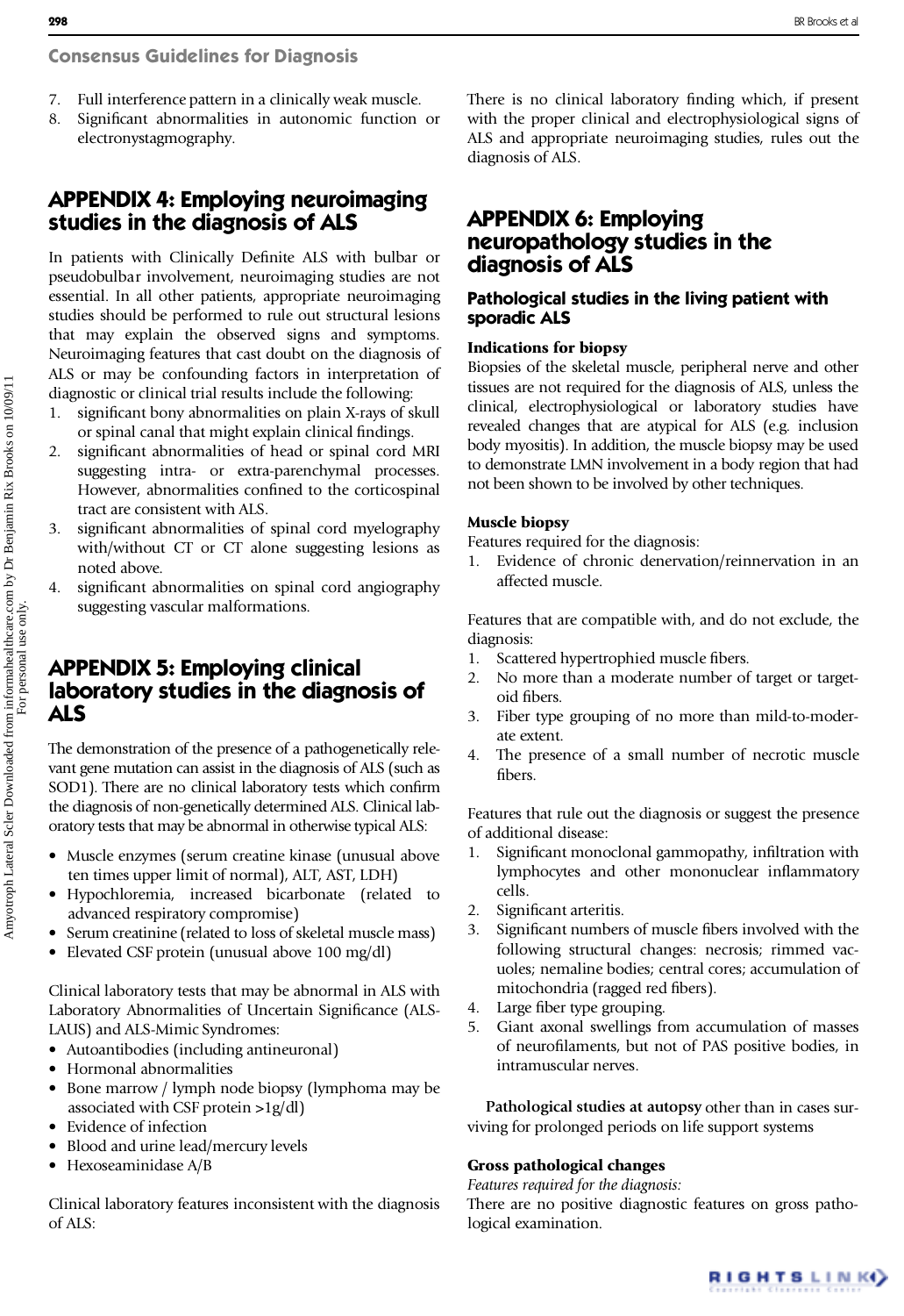7. Full interference pattern in a clinically weak muscle.
8. Significant abnormalities in autonomic function or electronystagmography.

## APPENDIX 4: Employing neuroimaging studies in the diagnosis of ALS

In patients with Clinically Definite ALS with bulbar or pseudobulbar involvement, neuroimaging studies are not essential. In all other patients, appropriate neuroimaging studies should be performed to rule out structural lesions that may explain the observed signs and symptoms. Neuroimaging features that cast doubt on the diagnosis of ALS or may be confounding factors in interpretation of diagnostic or clinical trial results include the following:

1. significant bony abnormalities on plain X-rays of skull or spinal canal that might explain clinical findings.
2. significant abnormalities of head or spinal cord MRI suggesting intra- or extra-parenchymal processes. However, abnormalities confined to the corticospinal tract are consistent with ALS.
3. significant abnormalities of spinal cord myelography with/without CT or CT alone suggesting lesions as noted above.
4. significant abnormalities on spinal cord angiography suggesting vascular malformations.

## APPENDIX 5: Employing clinical laboratory studies in the diagnosis of ALS

The demonstration of the presence of a pathogenetically relevant gene mutation can assist in the diagnosis of ALS (such as SOD1). There are no clinical laboratory tests which confirm the diagnosis of non-genetically determined ALS. Clinical laboratory tests that may be abnormal in otherwise typical ALS:

- Muscle enzymes (serum creatine kinase (unusual above ten times upper limit of normal), ALT, AST, LDH)
- Hypochloremia, increased bicarbonate (related to advanced respiratory compromise)
- Serum creatinine (related to loss of skeletal muscle mass)
- Elevated CSF protein (unusual above 100 mg/dl)

Clinical laboratory tests that may be abnormal in ALS with Laboratory Abnormalities of Uncertain Significance (ALS-LAUS) and ALS-Mimic Syndromes:

- Autoantibodies (including antineuronal)
- Hormonal abnormalities
- Bone marrow / lymph node biopsy (lymphoma may be associated with CSF protein >1g/dl)
- Evidence of infection
- Blood and urine lead/mercury levels
- Hexoseaminidase A/B

Clinical laboratory features inconsistent with the diagnosis of ALS:

There is no clinical laboratory finding which, if present with the proper clinical and electrophysiological signs of ALS and appropriate neuroimaging studies, rules out the diagnosis of ALS.

## APPENDIX 6: Employing neuropathology studies in the diagnosis of ALS

### Pathological studies in the living patient with sporadic ALS

**Indications for biopsy**

Biopsies of the skeletal muscle, peripheral nerve and other tissues are not required for the diagnosis of ALS, unless the clinical, electrophysiological or laboratory studies have revealed changes that are atypical for ALS (e.g. inclusion body myositis). In addition, the muscle biopsy may be used to demonstrate LMN involvement in a body region that had not been shown to be involved by other techniques.

**Muscle biopsy**

Features required for the diagnosis:

1. Evidence of chronic denervation/reinnervation in an affected muscle.

Features that are compatible with, and do not exclude, the diagnosis:

1. Scattered hypertrophied muscle fibers.
2. No more than a moderate number of target or targetoid fibers.
3. Fiber type grouping of no more than mild-to-moderate extent.
4. The presence of a small number of necrotic muscle fibers.

Features that rule out the diagnosis or suggest the presence of additional disease:

1. Significant monoclonal gammopathy, infiltration with lymphocytes and other mononuclear inflammatory cells.
2. Significant arteritis.
3. Significant numbers of muscle fibers involved with the following structural changes: necrosis; rimmed vacuoles; nemaline bodies; central cores; accumulation of mitochondria (ragged red fibers).
4. Large fiber type grouping.
5. Giant axonal swellings from accumulation of masses of neurofilaments, but not of PAS positive bodies, in intramuscular nerves.

**Pathological studies at autopsy** other than in cases surviving for prolonged periods on life support systems

**Gross pathological changes**

*Features required for the diagnosis:*

There are no positive diagnostic features on gross pathological examination.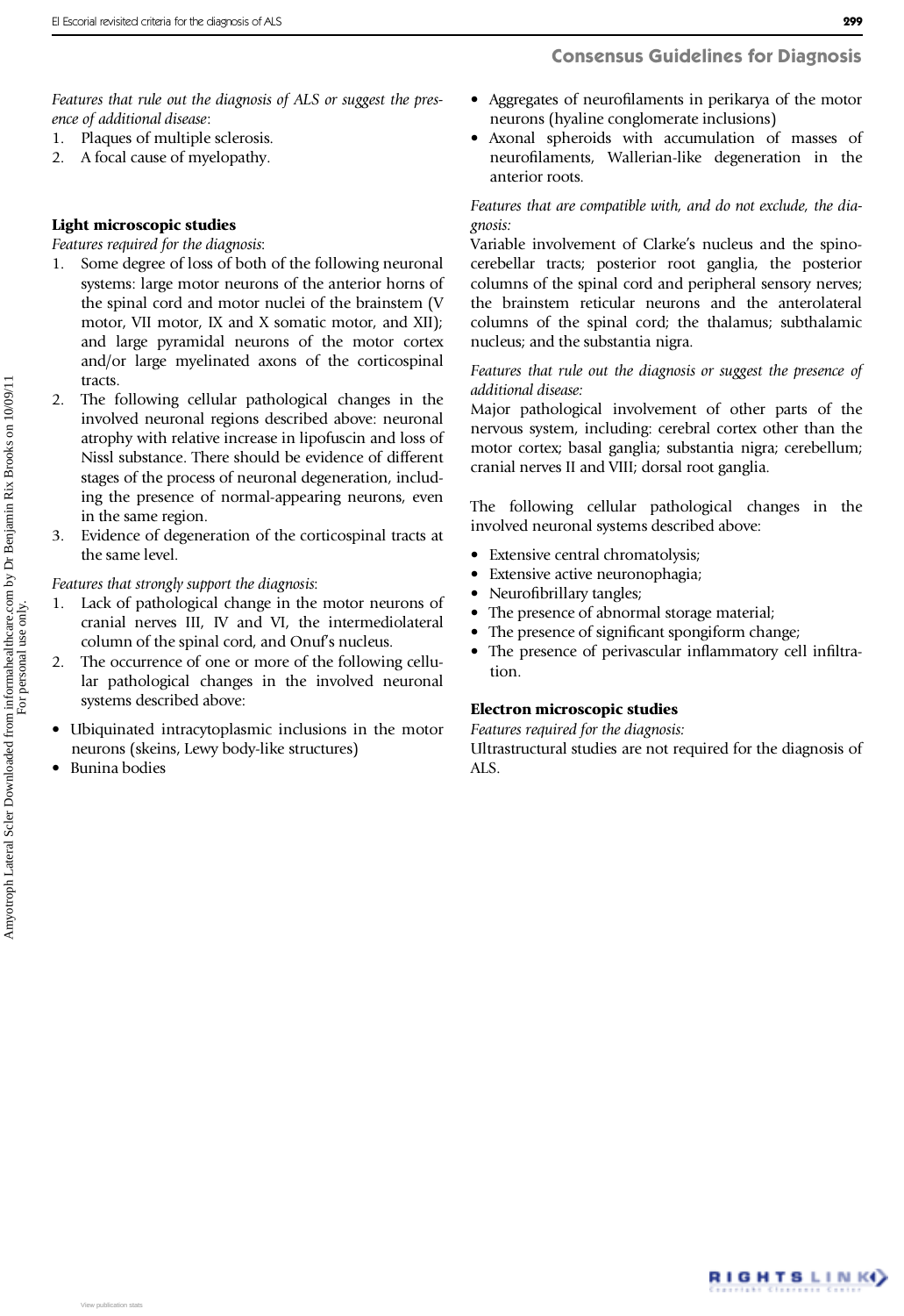*Features that rule out the diagnosis of ALS or suggest the presence of additional disease*:

1. Plaques of multiple sclerosis.
2. A focal cause of myelopathy.

### Light microscopic studies

*Features required for the diagnosis*:

1. Some degree of loss of both of the following neuronal systems: large motor neurons of the anterior horns of the spinal cord and motor nuclei of the brainstem (V motor, VII motor, IX and X somatic motor, and XII); and large pyramidal neurons of the motor cortex and/or large myelinated axons of the corticospinal tracts.
2. The following cellular pathological changes in the involved neuronal regions described above: neuronal atrophy with relative increase in lipofuscin and loss of Nissl substance. There should be evidence of different stages of the process of neuronal degeneration, including the presence of normal-appearing neurons, even in the same region.
3. Evidence of degeneration of the corticospinal tracts at the same level.

*Features that strongly support the diagnosis*:

1. Lack of pathological change in the motor neurons of cranial nerves III, IV and VI, the intermediolateral column of the spinal cord, and Onuf's nucleus.
2. The occurrence of one or more of the following cellular pathological changes in the involved neuronal systems described above:

- Ubiquinated intracytoplasmic inclusions in the motor neurons (skeins, Lewy body-like structures)
- Bunina bodies
- Aggregates of neurofilaments in perikarya of the motor neurons (hyaline conglomerate inclusions)
- Axonal spheroids with accumulation of masses of neurofilaments, Wallerian-like degeneration in the anterior roots.

*Features that are compatible with, and do not exclude, the diagnosis:*

Variable involvement of Clarke's nucleus and the spinocerebellar tracts; posterior root ganglia, the posterior columns of the spinal cord and peripheral sensory nerves; the brainstem reticular neurons and the anterolateral columns of the spinal cord; the thalamus; subthalamic nucleus; and the substantia nigra.

*Features that rule out the diagnosis or suggest the presence of additional disease:*

Major pathological involvement of other parts of the nervous system, including: cerebral cortex other than the motor cortex; basal ganglia; substantia nigra; cerebellum; cranial nerves II and VIII; dorsal root ganglia.

The following cellular pathological changes in the involved neuronal systems described above:

- Extensive central chromatolysis;
- Extensive active neuronophagia;
- Neurofibrillary tangles;
- The presence of abnormal storage material;
- The presence of significant spongiform change;
- The presence of perivascular inflammatory cell infiltration.

### Electron microscopic studies

*Features required for the diagnosis:*

Ultrastructural studies are not required for the diagnosis of ALS.